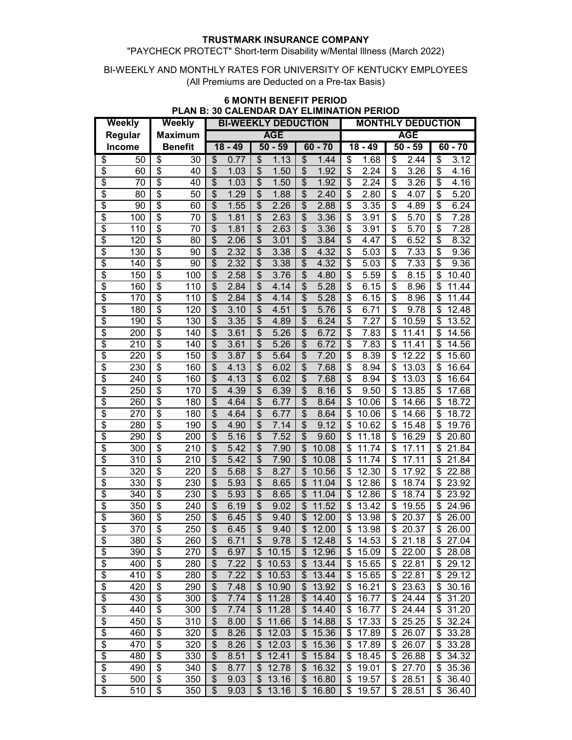**TRUSTMARK INSURANCE COMPANY**

"PAYCHECK PROTECT" Short-term Disability w/Mental Illness (March 2022)

BI-WEEKLY AND MONTHLY RATES FOR UNIVERSITY OF KENTUCKY EMPLOYEES
(All Premiums are Deducted on a Pre-tax Basis)

**6 MONTH BENEFIT PERIOD**
**PLAN B: 30 CALENDAR DAY ELIMINATION PERIOD**

| Weekly Regular Income | Weekly Maximum Benefit | BI-WEEKLY DEDUCTION AGE 18 - 49 | BI-WEEKLY DEDUCTION AGE 50 - 59 | BI-WEEKLY DEDUCTION AGE 60 - 70 | MONTHLY DEDUCTION AGE 18 - 49 | MONTHLY DEDUCTION AGE 50 - 59 | MONTHLY DEDUCTION AGE 60 - 70 |
|---|---|---|---|---|---|---|---|
| $ 50 | $ 30 | $ 0.77 | $ 1.13 | $ 1.44 | $ 1.68 | $ 2.44 | $ 3.12 |
| $ 60 | $ 40 | $ 1.03 | $ 1.50 | $ 1.92 | $ 2.24 | $ 3.26 | $ 4.16 |
| $ 70 | $ 40 | $ 1.03 | $ 1.50 | $ 1.92 | $ 2.24 | $ 3.26 | $ 4.16 |
| $ 80 | $ 50 | $ 1.29 | $ 1.88 | $ 2.40 | $ 2.80 | $ 4.07 | $ 5.20 |
| $ 90 | $ 60 | $ 1.55 | $ 2.26 | $ 2.88 | $ 3.35 | $ 4.89 | $ 6.24 |
| $ 100 | $ 70 | $ 1.81 | $ 2.63 | $ 3.36 | $ 3.91 | $ 5.70 | $ 7.28 |
| $ 110 | $ 70 | $ 1.81 | $ 2.63 | $ 3.36 | $ 3.91 | $ 5.70 | $ 7.28 |
| $ 120 | $ 80 | $ 2.06 | $ 3.01 | $ 3.84 | $ 4.47 | $ 6.52 | $ 8.32 |
| $ 130 | $ 90 | $ 2.32 | $ 3.38 | $ 4.32 | $ 5.03 | $ 7.33 | $ 9.36 |
| $ 140 | $ 90 | $ 2.32 | $ 3.38 | $ 4.32 | $ 5.03 | $ 7.33 | $ 9.36 |
| $ 150 | $ 100 | $ 2.58 | $ 3.76 | $ 4.80 | $ 5.59 | $ 8.15 | $ 10.40 |
| $ 160 | $ 110 | $ 2.84 | $ 4.14 | $ 5.28 | $ 6.15 | $ 8.96 | $ 11.44 |
| $ 170 | $ 110 | $ 2.84 | $ 4.14 | $ 5.28 | $ 6.15 | $ 8.96 | $ 11.44 |
| $ 180 | $ 120 | $ 3.10 | $ 4.51 | $ 5.76 | $ 6.71 | $ 9.78 | $ 12.48 |
| $ 190 | $ 130 | $ 3.35 | $ 4.89 | $ 6.24 | $ 7.27 | $ 10.59 | $ 13.52 |
| $ 200 | $ 140 | $ 3.61 | $ 5.26 | $ 6.72 | $ 7.83 | $ 11.41 | $ 14.56 |
| $ 210 | $ 140 | $ 3.61 | $ 5.26 | $ 6.72 | $ 7.83 | $ 11.41 | $ 14.56 |
| $ 220 | $ 150 | $ 3.87 | $ 5.64 | $ 7.20 | $ 8.39 | $ 12.22 | $ 15.60 |
| $ 230 | $ 160 | $ 4.13 | $ 6.02 | $ 7.68 | $ 8.94 | $ 13.03 | $ 16.64 |
| $ 240 | $ 160 | $ 4.13 | $ 6.02 | $ 7.68 | $ 8.94 | $ 13.03 | $ 16.64 |
| $ 250 | $ 170 | $ 4.39 | $ 6.39 | $ 8.16 | $ 9.50 | $ 13.85 | $ 17.68 |
| $ 260 | $ 180 | $ 4.64 | $ 6.77 | $ 8.64 | $ 10.06 | $ 14.66 | $ 18.72 |
| $ 270 | $ 180 | $ 4.64 | $ 6.77 | $ 8.64 | $ 10.06 | $ 14.66 | $ 18.72 |
| $ 280 | $ 190 | $ 4.90 | $ 7.14 | $ 9.12 | $ 10.62 | $ 15.48 | $ 19.76 |
| $ 290 | $ 200 | $ 5.16 | $ 7.52 | $ 9.60 | $ 11.18 | $ 16.29 | $ 20.80 |
| $ 300 | $ 210 | $ 5.42 | $ 7.90 | $ 10.08 | $ 11.74 | $ 17.11 | $ 21.84 |
| $ 310 | $ 210 | $ 5.42 | $ 7.90 | $ 10.08 | $ 11.74 | $ 17.11 | $ 21.84 |
| $ 320 | $ 220 | $ 5.68 | $ 8.27 | $ 10.56 | $ 12.30 | $ 17.92 | $ 22.88 |
| $ 330 | $ 230 | $ 5.93 | $ 8.65 | $ 11.04 | $ 12.86 | $ 18.74 | $ 23.92 |
| $ 340 | $ 230 | $ 5.93 | $ 8.65 | $ 11.04 | $ 12.86 | $ 18.74 | $ 23.92 |
| $ 350 | $ 240 | $ 6.19 | $ 9.02 | $ 11.52 | $ 13.42 | $ 19.55 | $ 24.96 |
| $ 360 | $ 250 | $ 6.45 | $ 9.40 | $ 12.00 | $ 13.98 | $ 20.37 | $ 26.00 |
| $ 370 | $ 250 | $ 6.45 | $ 9.40 | $ 12.00 | $ 13.98 | $ 20.37 | $ 26.00 |
| $ 380 | $ 260 | $ 6.71 | $ 9.78 | $ 12.48 | $ 14.53 | $ 21.18 | $ 27.04 |
| $ 390 | $ 270 | $ 6.97 | $ 10.15 | $ 12.96 | $ 15.09 | $ 22.00 | $ 28.08 |
| $ 400 | $ 280 | $ 7.22 | $ 10.53 | $ 13.44 | $ 15.65 | $ 22.81 | $ 29.12 |
| $ 410 | $ 280 | $ 7.22 | $ 10.53 | $ 13.44 | $ 15.65 | $ 22.81 | $ 29.12 |
| $ 420 | $ 290 | $ 7.48 | $ 10.90 | $ 13.92 | $ 16.21 | $ 23.63 | $ 30.16 |
| $ 430 | $ 300 | $ 7.74 | $ 11.28 | $ 14.40 | $ 16.77 | $ 24.44 | $ 31.20 |
| $ 440 | $ 300 | $ 7.74 | $ 11.28 | $ 14.40 | $ 16.77 | $ 24.44 | $ 31.20 |
| $ 450 | $ 310 | $ 8.00 | $ 11.66 | $ 14.88 | $ 17.33 | $ 25.25 | $ 32.24 |
| $ 460 | $ 320 | $ 8.26 | $ 12.03 | $ 15.36 | $ 17.89 | $ 26.07 | $ 33.28 |
| $ 470 | $ 320 | $ 8.26 | $ 12.03 | $ 15.36 | $ 17.89 | $ 26.07 | $ 33.28 |
| $ 480 | $ 330 | $ 8.51 | $ 12.41 | $ 15.84 | $ 18.45 | $ 26.88 | $ 34.32 |
| $ 490 | $ 340 | $ 8.77 | $ 12.78 | $ 16.32 | $ 19.01 | $ 27.70 | $ 35.36 |
| $ 500 | $ 350 | $ 9.03 | $ 13.16 | $ 16.80 | $ 19.57 | $ 28.51 | $ 36.40 |
| $ 510 | $ 350 | $ 9.03 | $ 13.16 | $ 16.80 | $ 19.57 | $ 28.51 | $ 36.40 |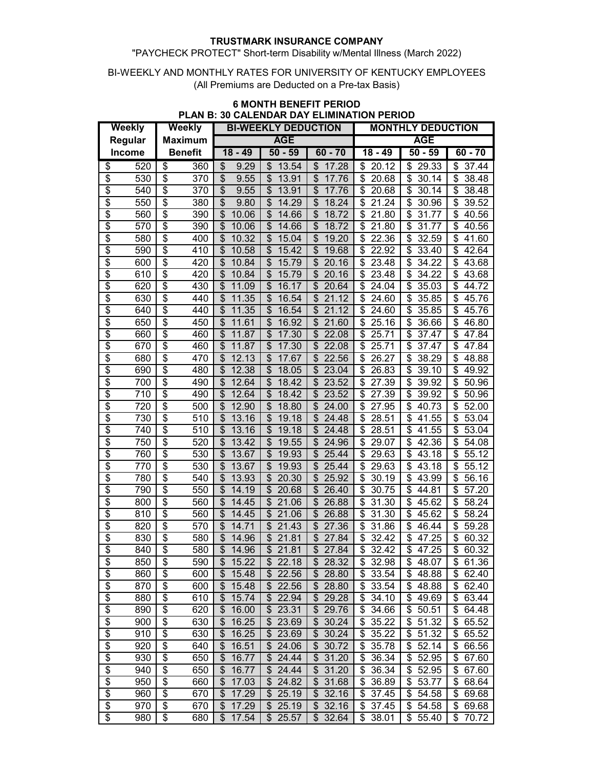**TRUSTMARK INSURANCE COMPANY**

"PAYCHECK PROTECT" Short-term Disability w/Mental Illness (March 2022)

BI-WEEKLY AND MONTHLY RATES FOR UNIVERSITY OF KENTUCKY EMPLOYEES
(All Premiums are Deducted on a Pre-tax Basis)

**6 MONTH BENEFIT PERIOD**
**PLAN B: 30 CALENDAR DAY ELIMINATION PERIOD**

| Weekly Regular Income | Weekly Maximum Benefit | BI-WEEKLY DEDUCTION | | | MONTHLY DEDUCTION | | |
|---|---|---|---|---|---|---|---|
| | | AGE | | | AGE | | |
| | | 18 - 49 | 50 - 59 | 60 - 70 | 18 - 49 | 50 - 59 | 60 - 70 |
| $ 520 | $ 360 | $ 9.29 | $ 13.54 | $ 17.28 | $ 20.12 | $ 29.33 | $ 37.44 |
| $ 530 | $ 370 | $ 9.55 | $ 13.91 | $ 17.76 | $ 20.68 | $ 30.14 | $ 38.48 |
| $ 540 | $ 370 | $ 9.55 | $ 13.91 | $ 17.76 | $ 20.68 | $ 30.14 | $ 38.48 |
| $ 550 | $ 380 | $ 9.80 | $ 14.29 | $ 18.24 | $ 21.24 | $ 30.96 | $ 39.52 |
| $ 560 | $ 390 | $ 10.06 | $ 14.66 | $ 18.72 | $ 21.80 | $ 31.77 | $ 40.56 |
| $ 570 | $ 390 | $ 10.06 | $ 14.66 | $ 18.72 | $ 21.80 | $ 31.77 | $ 40.56 |
| $ 580 | $ 400 | $ 10.32 | $ 15.04 | $ 19.20 | $ 22.36 | $ 32.59 | $ 41.60 |
| $ 590 | $ 410 | $ 10.58 | $ 15.42 | $ 19.68 | $ 22.92 | $ 33.40 | $ 42.64 |
| $ 600 | $ 420 | $ 10.84 | $ 15.79 | $ 20.16 | $ 23.48 | $ 34.22 | $ 43.68 |
| $ 610 | $ 420 | $ 10.84 | $ 15.79 | $ 20.16 | $ 23.48 | $ 34.22 | $ 43.68 |
| $ 620 | $ 430 | $ 11.09 | $ 16.17 | $ 20.64 | $ 24.04 | $ 35.03 | $ 44.72 |
| $ 630 | $ 440 | $ 11.35 | $ 16.54 | $ 21.12 | $ 24.60 | $ 35.85 | $ 45.76 |
| $ 640 | $ 440 | $ 11.35 | $ 16.54 | $ 21.12 | $ 24.60 | $ 35.85 | $ 45.76 |
| $ 650 | $ 450 | $ 11.61 | $ 16.92 | $ 21.60 | $ 25.16 | $ 36.66 | $ 46.80 |
| $ 660 | $ 460 | $ 11.87 | $ 17.30 | $ 22.08 | $ 25.71 | $ 37.47 | $ 47.84 |
| $ 670 | $ 460 | $ 11.87 | $ 17.30 | $ 22.08 | $ 25.71 | $ 37.47 | $ 47.84 |
| $ 680 | $ 470 | $ 12.13 | $ 17.67 | $ 22.56 | $ 26.27 | $ 38.29 | $ 48.88 |
| $ 690 | $ 480 | $ 12.38 | $ 18.05 | $ 23.04 | $ 26.83 | $ 39.10 | $ 49.92 |
| $ 700 | $ 490 | $ 12.64 | $ 18.42 | $ 23.52 | $ 27.39 | $ 39.92 | $ 50.96 |
| $ 710 | $ 490 | $ 12.64 | $ 18.42 | $ 23.52 | $ 27.39 | $ 39.92 | $ 50.96 |
| $ 720 | $ 500 | $ 12.90 | $ 18.80 | $ 24.00 | $ 27.95 | $ 40.73 | $ 52.00 |
| $ 730 | $ 510 | $ 13.16 | $ 19.18 | $ 24.48 | $ 28.51 | $ 41.55 | $ 53.04 |
| $ 740 | $ 510 | $ 13.16 | $ 19.18 | $ 24.48 | $ 28.51 | $ 41.55 | $ 53.04 |
| $ 750 | $ 520 | $ 13.42 | $ 19.55 | $ 24.96 | $ 29.07 | $ 42.36 | $ 54.08 |
| $ 760 | $ 530 | $ 13.67 | $ 19.93 | $ 25.44 | $ 29.63 | $ 43.18 | $ 55.12 |
| $ 770 | $ 530 | $ 13.67 | $ 19.93 | $ 25.44 | $ 29.63 | $ 43.18 | $ 55.12 |
| $ 780 | $ 540 | $ 13.93 | $ 20.30 | $ 25.92 | $ 30.19 | $ 43.99 | $ 56.16 |
| $ 790 | $ 550 | $ 14.19 | $ 20.68 | $ 26.40 | $ 30.75 | $ 44.81 | $ 57.20 |
| $ 800 | $ 560 | $ 14.45 | $ 21.06 | $ 26.88 | $ 31.30 | $ 45.62 | $ 58.24 |
| $ 810 | $ 560 | $ 14.45 | $ 21.06 | $ 26.88 | $ 31.30 | $ 45.62 | $ 58.24 |
| $ 820 | $ 570 | $ 14.71 | $ 21.43 | $ 27.36 | $ 31.86 | $ 46.44 | $ 59.28 |
| $ 830 | $ 580 | $ 14.96 | $ 21.81 | $ 27.84 | $ 32.42 | $ 47.25 | $ 60.32 |
| $ 840 | $ 580 | $ 14.96 | $ 21.81 | $ 27.84 | $ 32.42 | $ 47.25 | $ 60.32 |
| $ 850 | $ 590 | $ 15.22 | $ 22.18 | $ 28.32 | $ 32.98 | $ 48.07 | $ 61.36 |
| $ 860 | $ 600 | $ 15.48 | $ 22.56 | $ 28.80 | $ 33.54 | $ 48.88 | $ 62.40 |
| $ 870 | $ 600 | $ 15.48 | $ 22.56 | $ 28.80 | $ 33.54 | $ 48.88 | $ 62.40 |
| $ 880 | $ 610 | $ 15.74 | $ 22.94 | $ 29.28 | $ 34.10 | $ 49.69 | $ 63.44 |
| $ 890 | $ 620 | $ 16.00 | $ 23.31 | $ 29.76 | $ 34.66 | $ 50.51 | $ 64.48 |
| $ 900 | $ 630 | $ 16.25 | $ 23.69 | $ 30.24 | $ 35.22 | $ 51.32 | $ 65.52 |
| $ 910 | $ 630 | $ 16.25 | $ 23.69 | $ 30.24 | $ 35.22 | $ 51.32 | $ 65.52 |
| $ 920 | $ 640 | $ 16.51 | $ 24.06 | $ 30.72 | $ 35.78 | $ 52.14 | $ 66.56 |
| $ 930 | $ 650 | $ 16.77 | $ 24.44 | $ 31.20 | $ 36.34 | $ 52.95 | $ 67.60 |
| $ 940 | $ 650 | $ 16.77 | $ 24.44 | $ 31.20 | $ 36.34 | $ 52.95 | $ 67.60 |
| $ 950 | $ 660 | $ 17.03 | $ 24.82 | $ 31.68 | $ 36.89 | $ 53.77 | $ 68.64 |
| $ 960 | $ 670 | $ 17.29 | $ 25.19 | $ 32.16 | $ 37.45 | $ 54.58 | $ 69.68 |
| $ 970 | $ 670 | $ 17.29 | $ 25.19 | $ 32.16 | $ 37.45 | $ 54.58 | $ 69.68 |
| $ 980 | $ 680 | $ 17.54 | $ 25.57 | $ 32.64 | $ 38.01 | $ 55.40 | $ 70.72 |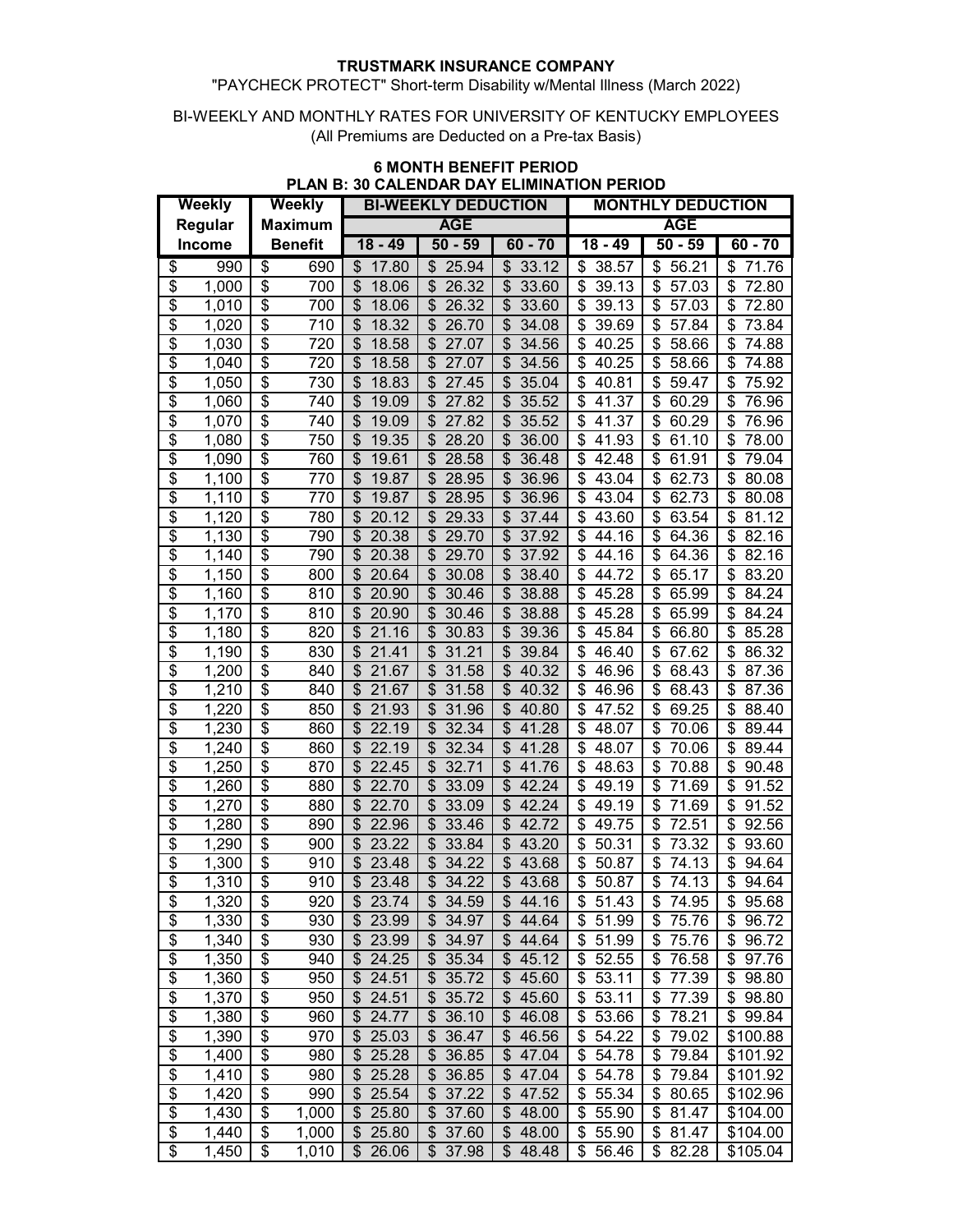**TRUSTMARK INSURANCE COMPANY**

"PAYCHECK PROTECT" Short-term Disability w/Mental Illness (March 2022)

BI-WEEKLY AND MONTHLY RATES FOR UNIVERSITY OF KENTUCKY EMPLOYEES

(All Premiums are Deducted on a Pre-tax Basis)

**6 MONTH BENEFIT PERIOD**

**PLAN B: 30 CALENDAR DAY ELIMINATION PERIOD**

| Weekly Regular Income | Weekly Maximum Benefit | BI-WEEKLY DEDUCTION | | | MONTHLY DEDUCTION | | |
|---|---|---|---|---|---|---|---|
| | | AGE | | | AGE | | |
| | | 18 - 49 | 50 - 59 | 60 - 70 | 18 - 49 | 50 - 59 | 60 - 70 |
| $ 990 | $ 690 | $ 17.80 | $ 25.94 | $ 33.12 | $ 38.57 | $ 56.21 | $ 71.76 |
| $ 1,000 | $ 700 | $ 18.06 | $ 26.32 | $ 33.60 | $ 39.13 | $ 57.03 | $ 72.80 |
| $ 1,010 | $ 700 | $ 18.06 | $ 26.32 | $ 33.60 | $ 39.13 | $ 57.03 | $ 72.80 |
| $ 1,020 | $ 710 | $ 18.32 | $ 26.70 | $ 34.08 | $ 39.69 | $ 57.84 | $ 73.84 |
| $ 1,030 | $ 720 | $ 18.58 | $ 27.07 | $ 34.56 | $ 40.25 | $ 58.66 | $ 74.88 |
| $ 1,040 | $ 720 | $ 18.58 | $ 27.07 | $ 34.56 | $ 40.25 | $ 58.66 | $ 74.88 |
| $ 1,050 | $ 730 | $ 18.83 | $ 27.45 | $ 35.04 | $ 40.81 | $ 59.47 | $ 75.92 |
| $ 1,060 | $ 740 | $ 19.09 | $ 27.82 | $ 35.52 | $ 41.37 | $ 60.29 | $ 76.96 |
| $ 1,070 | $ 740 | $ 19.09 | $ 27.82 | $ 35.52 | $ 41.37 | $ 60.29 | $ 76.96 |
| $ 1,080 | $ 750 | $ 19.35 | $ 28.20 | $ 36.00 | $ 41.93 | $ 61.10 | $ 78.00 |
| $ 1,090 | $ 760 | $ 19.61 | $ 28.58 | $ 36.48 | $ 42.48 | $ 61.91 | $ 79.04 |
| $ 1,100 | $ 770 | $ 19.87 | $ 28.95 | $ 36.96 | $ 43.04 | $ 62.73 | $ 80.08 |
| $ 1,110 | $ 770 | $ 19.87 | $ 28.95 | $ 36.96 | $ 43.04 | $ 62.73 | $ 80.08 |
| $ 1,120 | $ 780 | $ 20.12 | $ 29.33 | $ 37.44 | $ 43.60 | $ 63.54 | $ 81.12 |
| $ 1,130 | $ 790 | $ 20.38 | $ 29.70 | $ 37.92 | $ 44.16 | $ 64.36 | $ 82.16 |
| $ 1,140 | $ 790 | $ 20.38 | $ 29.70 | $ 37.92 | $ 44.16 | $ 64.36 | $ 82.16 |
| $ 1,150 | $ 800 | $ 20.64 | $ 30.08 | $ 38.40 | $ 44.72 | $ 65.17 | $ 83.20 |
| $ 1,160 | $ 810 | $ 20.90 | $ 30.46 | $ 38.88 | $ 45.28 | $ 65.99 | $ 84.24 |
| $ 1,170 | $ 810 | $ 20.90 | $ 30.46 | $ 38.88 | $ 45.28 | $ 65.99 | $ 84.24 |
| $ 1,180 | $ 820 | $ 21.16 | $ 30.83 | $ 39.36 | $ 45.84 | $ 66.80 | $ 85.28 |
| $ 1,190 | $ 830 | $ 21.41 | $ 31.21 | $ 39.84 | $ 46.40 | $ 67.62 | $ 86.32 |
| $ 1,200 | $ 840 | $ 21.67 | $ 31.58 | $ 40.32 | $ 46.96 | $ 68.43 | $ 87.36 |
| $ 1,210 | $ 840 | $ 21.67 | $ 31.58 | $ 40.32 | $ 46.96 | $ 68.43 | $ 87.36 |
| $ 1,220 | $ 850 | $ 21.93 | $ 31.96 | $ 40.80 | $ 47.52 | $ 69.25 | $ 88.40 |
| $ 1,230 | $ 860 | $ 22.19 | $ 32.34 | $ 41.28 | $ 48.07 | $ 70.06 | $ 89.44 |
| $ 1,240 | $ 860 | $ 22.19 | $ 32.34 | $ 41.28 | $ 48.07 | $ 70.06 | $ 89.44 |
| $ 1,250 | $ 870 | $ 22.45 | $ 32.71 | $ 41.76 | $ 48.63 | $ 70.88 | $ 90.48 |
| $ 1,260 | $ 880 | $ 22.70 | $ 33.09 | $ 42.24 | $ 49.19 | $ 71.69 | $ 91.52 |
| $ 1,270 | $ 880 | $ 22.70 | $ 33.09 | $ 42.24 | $ 49.19 | $ 71.69 | $ 91.52 |
| $ 1,280 | $ 890 | $ 22.96 | $ 33.46 | $ 42.72 | $ 49.75 | $ 72.51 | $ 92.56 |
| $ 1,290 | $ 900 | $ 23.22 | $ 33.84 | $ 43.20 | $ 50.31 | $ 73.32 | $ 93.60 |
| $ 1,300 | $ 910 | $ 23.48 | $ 34.22 | $ 43.68 | $ 50.87 | $ 74.13 | $ 94.64 |
| $ 1,310 | $ 910 | $ 23.48 | $ 34.22 | $ 43.68 | $ 50.87 | $ 74.13 | $ 94.64 |
| $ 1,320 | $ 920 | $ 23.74 | $ 34.59 | $ 44.16 | $ 51.43 | $ 74.95 | $ 95.68 |
| $ 1,330 | $ 930 | $ 23.99 | $ 34.97 | $ 44.64 | $ 51.99 | $ 75.76 | $ 96.72 |
| $ 1,340 | $ 930 | $ 23.99 | $ 34.97 | $ 44.64 | $ 51.99 | $ 75.76 | $ 96.72 |
| $ 1,350 | $ 940 | $ 24.25 | $ 35.34 | $ 45.12 | $ 52.55 | $ 76.58 | $ 97.76 |
| $ 1,360 | $ 950 | $ 24.51 | $ 35.72 | $ 45.60 | $ 53.11 | $ 77.39 | $ 98.80 |
| $ 1,370 | $ 950 | $ 24.51 | $ 35.72 | $ 45.60 | $ 53.11 | $ 77.39 | $ 98.80 |
| $ 1,380 | $ 960 | $ 24.77 | $ 36.10 | $ 46.08 | $ 53.66 | $ 78.21 | $ 99.84 |
| $ 1,390 | $ 970 | $ 25.03 | $ 36.47 | $ 46.56 | $ 54.22 | $ 79.02 | $100.88 |
| $ 1,400 | $ 980 | $ 25.28 | $ 36.85 | $ 47.04 | $ 54.78 | $ 79.84 | $101.92 |
| $ 1,410 | $ 980 | $ 25.28 | $ 36.85 | $ 47.04 | $ 54.78 | $ 79.84 | $101.92 |
| $ 1,420 | $ 990 | $ 25.54 | $ 37.22 | $ 47.52 | $ 55.34 | $ 80.65 | $102.96 |
| $ 1,430 | $ 1,000 | $ 25.80 | $ 37.60 | $ 48.00 | $ 55.90 | $ 81.47 | $104.00 |
| $ 1,440 | $ 1,000 | $ 25.80 | $ 37.60 | $ 48.00 | $ 55.90 | $ 81.47 | $104.00 |
| $ 1,450 | $ 1,010 | $ 26.06 | $ 37.98 | $ 48.48 | $ 56.46 | $ 82.28 | $105.04 |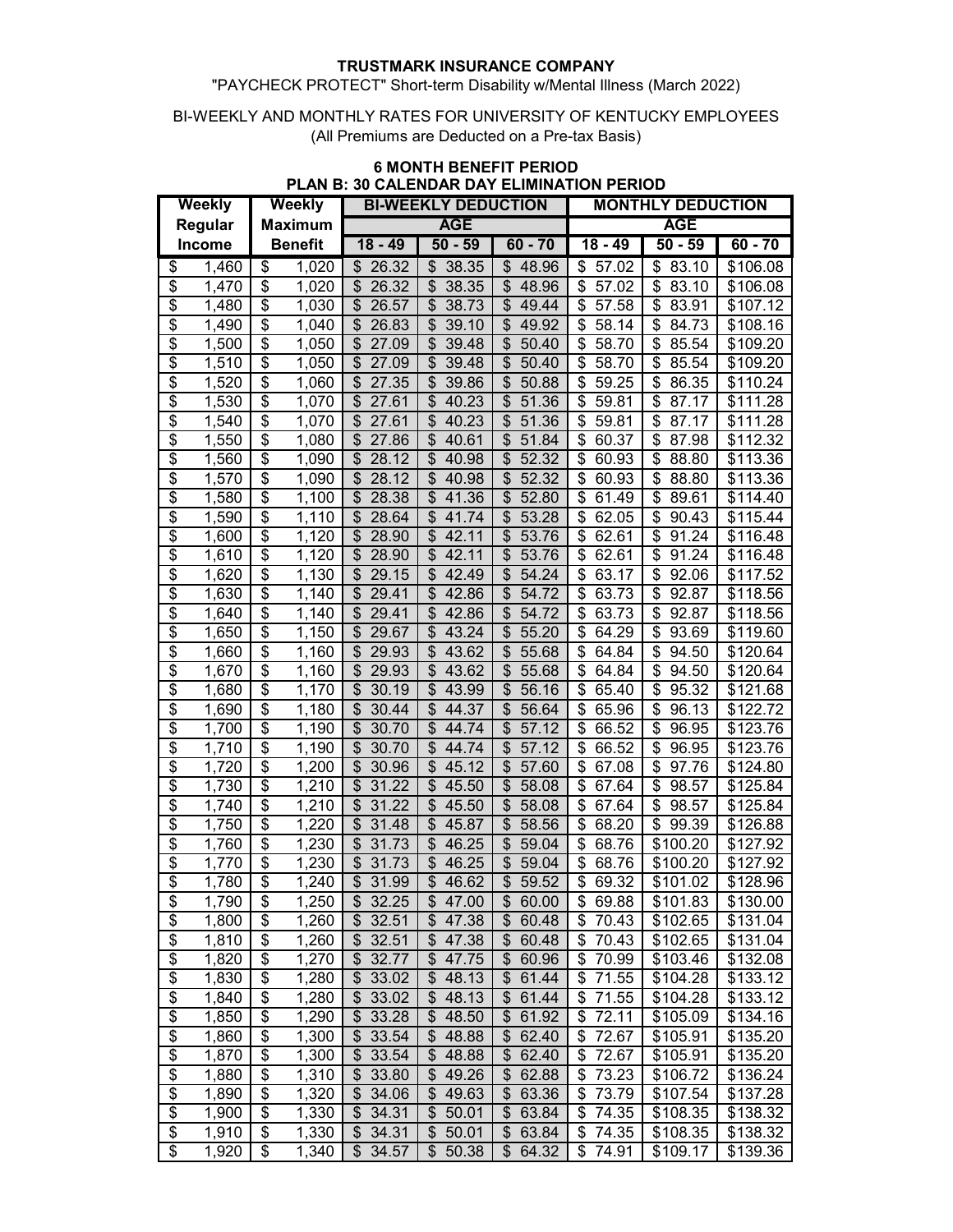**TRUSTMARK INSURANCE COMPANY**

"PAYCHECK PROTECT" Short-term Disability w/Mental Illness (March 2022)

BI-WEEKLY AND MONTHLY RATES FOR UNIVERSITY OF KENTUCKY EMPLOYEES

(All Premiums are Deducted on a Pre-tax Basis)

**6 MONTH BENEFIT PERIOD**

**PLAN B: 30 CALENDAR DAY ELIMINATION PERIOD**

| Weekly Regular Income | Weekly Maximum Benefit | BI-WEEKLY DEDUCTION | | | MONTHLY DEDUCTION | | |
|---|---|---|---|---|---|---|---|
| | | AGE | | | AGE | | |
| | | 18 - 49 | 50 - 59 | 60 - 70 | 18 - 49 | 50 - 59 | 60 - 70 |
| $ 1,460 | $ 1,020 | $ 26.32 | $ 38.35 | $ 48.96 | $ 57.02 | $ 83.10 | $106.08 |
| $ 1,470 | $ 1,020 | $ 26.32 | $ 38.35 | $ 48.96 | $ 57.02 | $ 83.10 | $106.08 |
| $ 1,480 | $ 1,030 | $ 26.57 | $ 38.73 | $ 49.44 | $ 57.58 | $ 83.91 | $107.12 |
| $ 1,490 | $ 1,040 | $ 26.83 | $ 39.10 | $ 49.92 | $ 58.14 | $ 84.73 | $108.16 |
| $ 1,500 | $ 1,050 | $ 27.09 | $ 39.48 | $ 50.40 | $ 58.70 | $ 85.54 | $109.20 |
| $ 1,510 | $ 1,050 | $ 27.09 | $ 39.48 | $ 50.40 | $ 58.70 | $ 85.54 | $109.20 |
| $ 1,520 | $ 1,060 | $ 27.35 | $ 39.86 | $ 50.88 | $ 59.25 | $ 86.35 | $110.24 |
| $ 1,530 | $ 1,070 | $ 27.61 | $ 40.23 | $ 51.36 | $ 59.81 | $ 87.17 | $111.28 |
| $ 1,540 | $ 1,070 | $ 27.61 | $ 40.23 | $ 51.36 | $ 59.81 | $ 87.17 | $111.28 |
| $ 1,550 | $ 1,080 | $ 27.86 | $ 40.61 | $ 51.84 | $ 60.37 | $ 87.98 | $112.32 |
| $ 1,560 | $ 1,090 | $ 28.12 | $ 40.98 | $ 52.32 | $ 60.93 | $ 88.80 | $113.36 |
| $ 1,570 | $ 1,090 | $ 28.12 | $ 40.98 | $ 52.32 | $ 60.93 | $ 88.80 | $113.36 |
| $ 1,580 | $ 1,100 | $ 28.38 | $ 41.36 | $ 52.80 | $ 61.49 | $ 89.61 | $114.40 |
| $ 1,590 | $ 1,110 | $ 28.64 | $ 41.74 | $ 53.28 | $ 62.05 | $ 90.43 | $115.44 |
| $ 1,600 | $ 1,120 | $ 28.90 | $ 42.11 | $ 53.76 | $ 62.61 | $ 91.24 | $116.48 |
| $ 1,610 | $ 1,120 | $ 28.90 | $ 42.11 | $ 53.76 | $ 62.61 | $ 91.24 | $116.48 |
| $ 1,620 | $ 1,130 | $ 29.15 | $ 42.49 | $ 54.24 | $ 63.17 | $ 92.06 | $117.52 |
| $ 1,630 | $ 1,140 | $ 29.41 | $ 42.86 | $ 54.72 | $ 63.73 | $ 92.87 | $118.56 |
| $ 1,640 | $ 1,140 | $ 29.41 | $ 42.86 | $ 54.72 | $ 63.73 | $ 92.87 | $118.56 |
| $ 1,650 | $ 1,150 | $ 29.67 | $ 43.24 | $ 55.20 | $ 64.29 | $ 93.69 | $119.60 |
| $ 1,660 | $ 1,160 | $ 29.93 | $ 43.62 | $ 55.68 | $ 64.84 | $ 94.50 | $120.64 |
| $ 1,670 | $ 1,160 | $ 29.93 | $ 43.62 | $ 55.68 | $ 64.84 | $ 94.50 | $120.64 |
| $ 1,680 | $ 1,170 | $ 30.19 | $ 43.99 | $ 56.16 | $ 65.40 | $ 95.32 | $121.68 |
| $ 1,690 | $ 1,180 | $ 30.44 | $ 44.37 | $ 56.64 | $ 65.96 | $ 96.13 | $122.72 |
| $ 1,700 | $ 1,190 | $ 30.70 | $ 44.74 | $ 57.12 | $ 66.52 | $ 96.95 | $123.76 |
| $ 1,710 | $ 1,190 | $ 30.70 | $ 44.74 | $ 57.12 | $ 66.52 | $ 96.95 | $123.76 |
| $ 1,720 | $ 1,200 | $ 30.96 | $ 45.12 | $ 57.60 | $ 67.08 | $ 97.76 | $124.80 |
| $ 1,730 | $ 1,210 | $ 31.22 | $ 45.50 | $ 58.08 | $ 67.64 | $ 98.57 | $125.84 |
| $ 1,740 | $ 1,210 | $ 31.22 | $ 45.50 | $ 58.08 | $ 67.64 | $ 98.57 | $125.84 |
| $ 1,750 | $ 1,220 | $ 31.48 | $ 45.87 | $ 58.56 | $ 68.20 | $ 99.39 | $126.88 |
| $ 1,760 | $ 1,230 | $ 31.73 | $ 46.25 | $ 59.04 | $ 68.76 | $100.20 | $127.92 |
| $ 1,770 | $ 1,230 | $ 31.73 | $ 46.25 | $ 59.04 | $ 68.76 | $100.20 | $127.92 |
| $ 1,780 | $ 1,240 | $ 31.99 | $ 46.62 | $ 59.52 | $ 69.32 | $101.02 | $128.96 |
| $ 1,790 | $ 1,250 | $ 32.25 | $ 47.00 | $ 60.00 | $ 69.88 | $101.83 | $130.00 |
| $ 1,800 | $ 1,260 | $ 32.51 | $ 47.38 | $ 60.48 | $ 70.43 | $102.65 | $131.04 |
| $ 1,810 | $ 1,260 | $ 32.51 | $ 47.38 | $ 60.48 | $ 70.43 | $102.65 | $131.04 |
| $ 1,820 | $ 1,270 | $ 32.77 | $ 47.75 | $ 60.96 | $ 70.99 | $103.46 | $132.08 |
| $ 1,830 | $ 1,280 | $ 33.02 | $ 48.13 | $ 61.44 | $ 71.55 | $104.28 | $133.12 |
| $ 1,840 | $ 1,280 | $ 33.02 | $ 48.13 | $ 61.44 | $ 71.55 | $104.28 | $133.12 |
| $ 1,850 | $ 1,290 | $ 33.28 | $ 48.50 | $ 61.92 | $ 72.11 | $105.09 | $134.16 |
| $ 1,860 | $ 1,300 | $ 33.54 | $ 48.88 | $ 62.40 | $ 72.67 | $105.91 | $135.20 |
| $ 1,870 | $ 1,300 | $ 33.54 | $ 48.88 | $ 62.40 | $ 72.67 | $105.91 | $135.20 |
| $ 1,880 | $ 1,310 | $ 33.80 | $ 49.26 | $ 62.88 | $ 73.23 | $106.72 | $136.24 |
| $ 1,890 | $ 1,320 | $ 34.06 | $ 49.63 | $ 63.36 | $ 73.79 | $107.54 | $137.28 |
| $ 1,900 | $ 1,330 | $ 34.31 | $ 50.01 | $ 63.84 | $ 74.35 | $108.35 | $138.32 |
| $ 1,910 | $ 1,330 | $ 34.31 | $ 50.01 | $ 63.84 | $ 74.35 | $108.35 | $138.32 |
| $ 1,920 | $ 1,340 | $ 34.57 | $ 50.38 | $ 64.32 | $ 74.91 | $109.17 | $139.36 |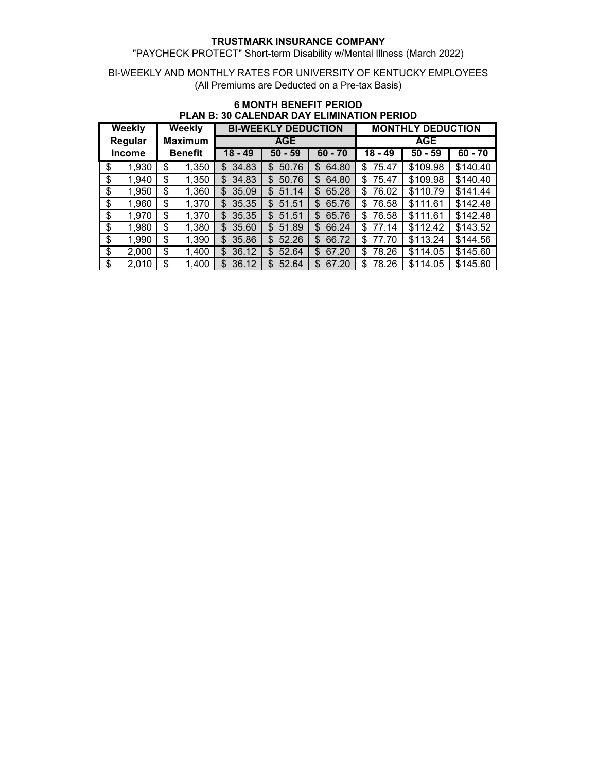**TRUSTMARK INSURANCE COMPANY**

"PAYCHECK PROTECT" Short-term Disability w/Mental Illness (March 2022)

BI-WEEKLY AND MONTHLY RATES FOR UNIVERSITY OF KENTUCKY EMPLOYEES
(All Premiums are Deducted on a Pre-tax Basis)

**6 MONTH BENEFIT PERIOD**
**PLAN B: 30 CALENDAR DAY ELIMINATION PERIOD**

| Weekly Regular Income | Weekly Maximum Benefit | BI-WEEKLY DEDUCTION | | | MONTHLY DEDUCTION | | |
|---|---|---|---|---|---|---|---|
| | | AGE | | | AGE | | |
| | | 18 - 49 | 50 - 59 | 60 - 70 | 18 - 49 | 50 - 59 | 60 - 70 |
| $ 1,930 | $ 1,350 | $ 34.83 | $ 50.76 | $ 64.80 | $ 75.47 | $109.98 | $140.40 |
| $ 1,940 | $ 1,350 | $ 34.83 | $ 50.76 | $ 64.80 | $ 75.47 | $109.98 | $140.40 |
| $ 1,950 | $ 1,360 | $ 35.09 | $ 51.14 | $ 65.28 | $ 76.02 | $110.79 | $141.44 |
| $ 1,960 | $ 1,370 | $ 35.35 | $ 51.51 | $ 65.76 | $ 76.58 | $111.61 | $142.48 |
| $ 1,970 | $ 1,370 | $ 35.35 | $ 51.51 | $ 65.76 | $ 76.58 | $111.61 | $142.48 |
| $ 1,980 | $ 1,380 | $ 35.60 | $ 51.89 | $ 66.24 | $ 77.14 | $112.42 | $143.52 |
| $ 1,990 | $ 1,390 | $ 35.86 | $ 52.26 | $ 66.72 | $ 77.70 | $113.24 | $144.56 |
| $ 2,000 | $ 1,400 | $ 36.12 | $ 52.64 | $ 67.20 | $ 78.26 | $114.05 | $145.60 |
| $ 2,010 | $ 1,400 | $ 36.12 | $ 52.64 | $ 67.20 | $ 78.26 | $114.05 | $145.60 |